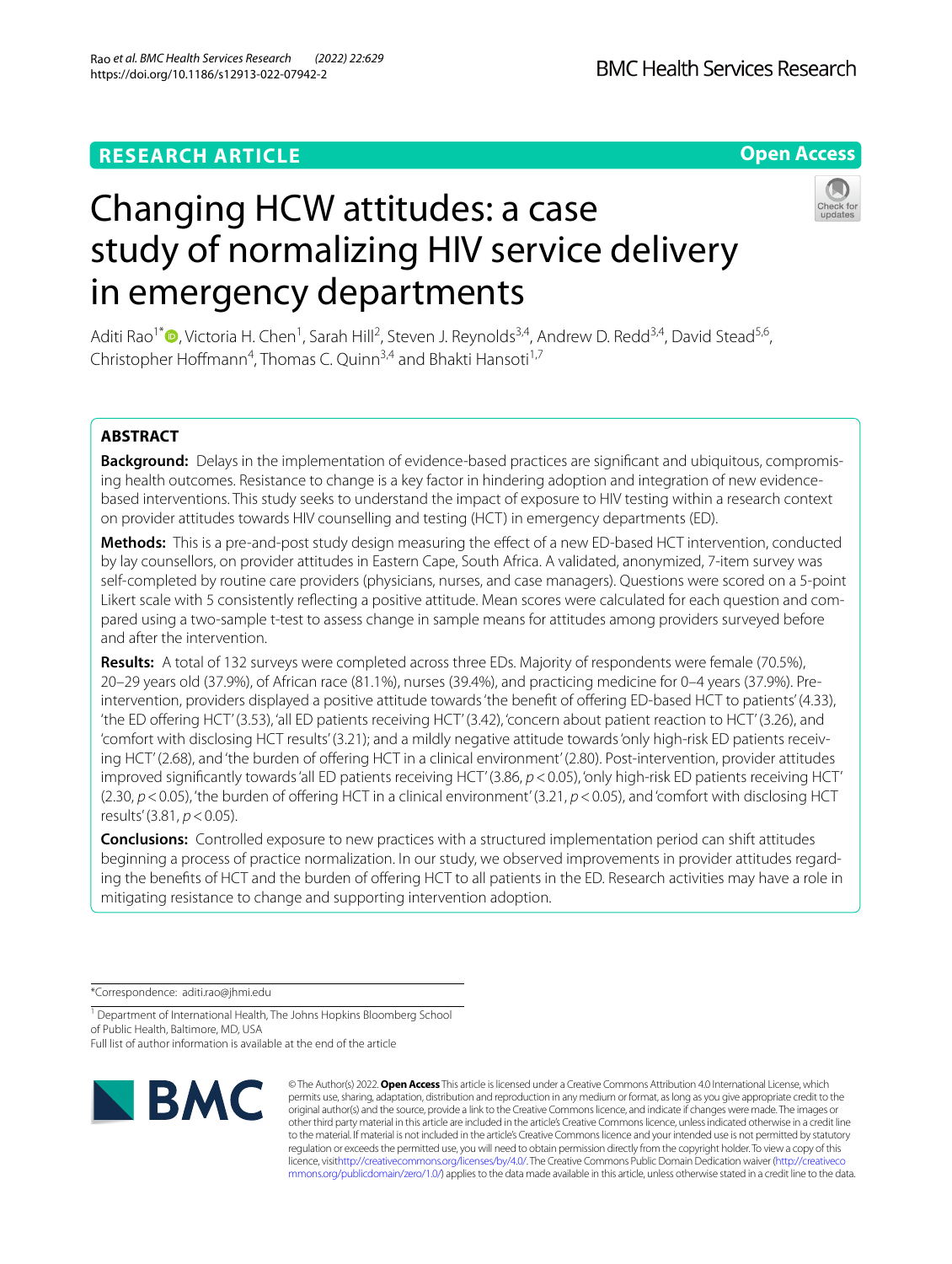RESEARCH ARTICLE

Open Access

# Changing HCW attitudes: a case study of normalizing HIV service delivery in emergency departments

Aditi Rao[1*], Victoria H. Chen[1], Sarah Hill[2], Steven J. Reynolds[3,4], Andrew D. Redd[3,4], David Stead[5,6], Christopher Hoffmann[4], Thomas C. Quinn[3,4] and Bhakti Hansoti[1,7]

## ABSTRACT

**Background:** Delays in the implementation of evidence-based practices are significant and ubiquitous, compromising health outcomes. Resistance to change is a key factor in hindering adoption and integration of new evidence-based interventions. This study seeks to understand the impact of exposure to HIV testing within a research context on provider attitudes towards HIV counselling and testing (HCT) in emergency departments (ED).

**Methods:** This is a pre-and-post study design measuring the effect of a new ED-based HCT intervention, conducted by lay counsellors, on provider attitudes in Eastern Cape, South Africa. A validated, anonymized, 7-item survey was self-completed by routine care providers (physicians, nurses, and case managers). Questions were scored on a 5-point Likert scale with 5 consistently reflecting a positive attitude. Mean scores were calculated for each question and compared using a two-sample t-test to assess change in sample means for attitudes among providers surveyed before and after the intervention.

**Results:** A total of 132 surveys were completed across three EDs. Majority of respondents were female (70.5%), 20–29 years old (37.9%), of African race (81.1%), nurses (39.4%), and practicing medicine for 0–4 years (37.9%). Pre-intervention, providers displayed a positive attitude towards 'the benefit of offering ED-based HCT to patients' (4.33), 'the ED offering HCT' (3.53), 'all ED patients receiving HCT' (3.42), 'concern about patient reaction to HCT' (3.26), and 'comfort with disclosing HCT results' (3.21); and a mildly negative attitude towards 'only high-risk ED patients receiving HCT' (2.68), and 'the burden of offering HCT in a clinical environment' (2.80). Post-intervention, provider attitudes improved significantly towards 'all ED patients receiving HCT' (3.86, $p < 0.05$), 'only high-risk ED patients receiving HCT' (2.30, $p < 0.05$), 'the burden of offering HCT in a clinical environment' (3.21, $p < 0.05$), and 'comfort with disclosing HCT results' (3.81, $p < 0.05$).

**Conclusions:** Controlled exposure to new practices with a structured implementation period can shift attitudes beginning a process of practice normalization. In our study, we observed improvements in provider attitudes regarding the benefits of HCT and the burden of offering HCT to all patients in the ED. Research activities may have a role in mitigating resistance to change and supporting intervention adoption.

*Correspondence: aditi.rao@jhmi.edu

[1] Department of International Health, The Johns Hopkins Bloomberg School of Public Health, Baltimore, MD, USA

Full list of author information is available at the end of the article

© The Author(s) 2022. **Open Access** This article is licensed under a Creative Commons Attribution 4.0 International License, which permits use, sharing, adaptation, distribution and reproduction in any medium or format, as long as you give appropriate credit to the original author(s) and the source, provide a link to the Creative Commons licence, and indicate if changes were made. The images or other third party material in this article are included in the article's Creative Commons licence, unless indicated otherwise in a credit line to the material. If material is not included in the article's Creative Commons licence and your intended use is not permitted by statutory regulation or exceeds the permitted use, you will need to obtain permission directly from the copyright holder. To view a copy of this licence, visit http://creativecommons.org/licenses/by/4.0/. The Creative Commons Public Domain Dedication waiver (http://creativecommons.org/publicdomain/zero/1.0/) applies to the data made available in this article, unless otherwise stated in a credit line to the data.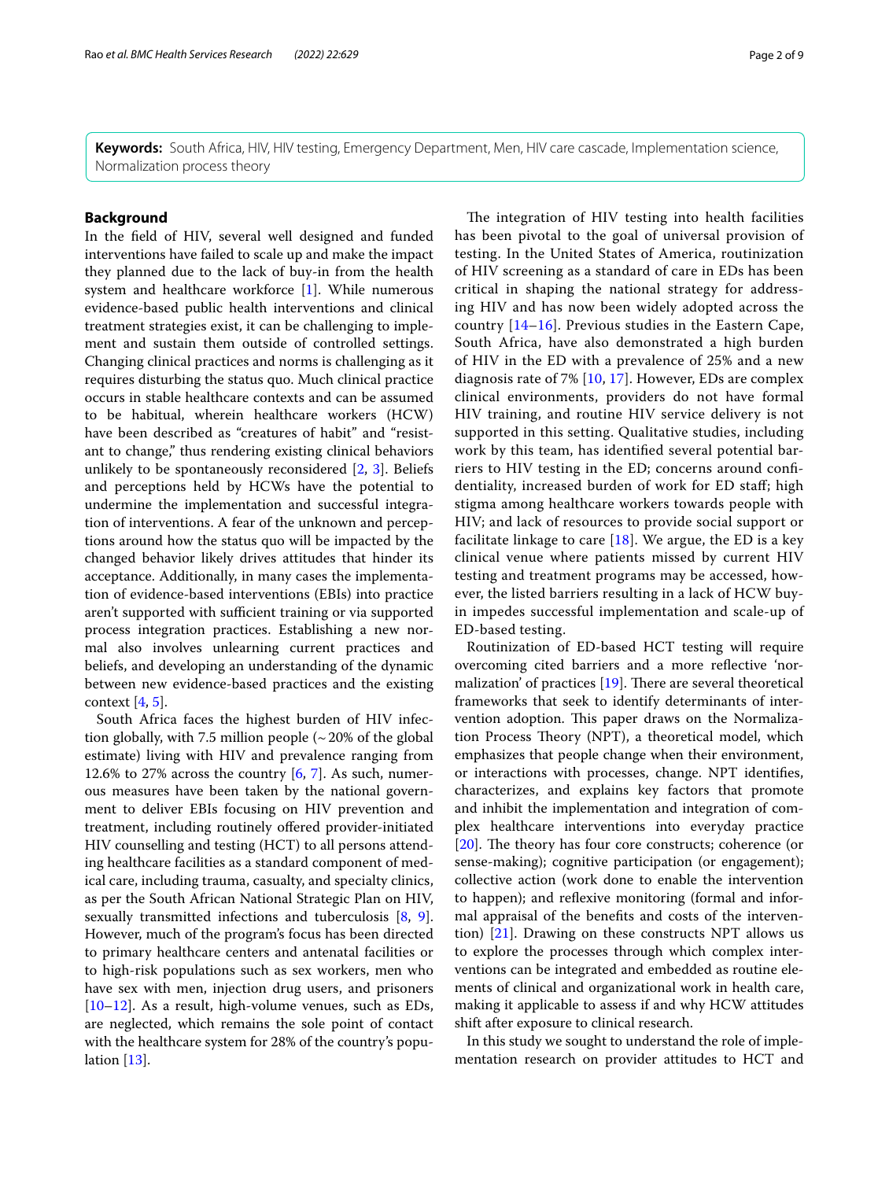**Keywords:** South Africa, HIV, HIV testing, Emergency Department, Men, HIV care cascade, Implementation science, Normalization process theory

## Background

In the field of HIV, several well designed and funded interventions have failed to scale up and make the impact they planned due to the lack of buy-in from the health system and healthcare workforce [1]. While numerous evidence-based public health interventions and clinical treatment strategies exist, it can be challenging to implement and sustain them outside of controlled settings. Changing clinical practices and norms is challenging as it requires disturbing the status quo. Much clinical practice occurs in stable healthcare contexts and can be assumed to be habitual, wherein healthcare workers (HCW) have been described as "creatures of habit" and "resistant to change," thus rendering existing clinical behaviors unlikely to be spontaneously reconsidered [2, 3]. Beliefs and perceptions held by HCWs have the potential to undermine the implementation and successful integration of interventions. A fear of the unknown and perceptions around how the status quo will be impacted by the changed behavior likely drives attitudes that hinder its acceptance. Additionally, in many cases the implementation of evidence-based interventions (EBIs) into practice aren't supported with sufficient training or via supported process integration practices. Establishing a new normal also involves unlearning current practices and beliefs, and developing an understanding of the dynamic between new evidence-based practices and the existing context [4, 5].

South Africa faces the highest burden of HIV infection globally, with 7.5 million people (~ 20% of the global estimate) living with HIV and prevalence ranging from 12.6% to 27% across the country [6, 7]. As such, numerous measures have been taken by the national government to deliver EBIs focusing on HIV prevention and treatment, including routinely offered provider-initiated HIV counselling and testing (HCT) to all persons attending healthcare facilities as a standard component of medical care, including trauma, casualty, and specialty clinics, as per the South African National Strategic Plan on HIV, sexually transmitted infections and tuberculosis [8, 9]. However, much of the program's focus has been directed to primary healthcare centers and antenatal facilities or to high-risk populations such as sex workers, men who have sex with men, injection drug users, and prisoners [10–12]. As a result, high-volume venues, such as EDs, are neglected, which remains the sole point of contact with the healthcare system for 28% of the country's population [13].

The integration of HIV testing into health facilities has been pivotal to the goal of universal provision of testing. In the United States of America, routinization of HIV screening as a standard of care in EDs has been critical in shaping the national strategy for addressing HIV and has now been widely adopted across the country [14–16]. Previous studies in the Eastern Cape, South Africa, have also demonstrated a high burden of HIV in the ED with a prevalence of 25% and a new diagnosis rate of 7% [10, 17]. However, EDs are complex clinical environments, providers do not have formal HIV training, and routine HIV service delivery is not supported in this setting. Qualitative studies, including work by this team, has identified several potential barriers to HIV testing in the ED; concerns around confidentiality, increased burden of work for ED staff; high stigma among healthcare workers towards people with HIV; and lack of resources to provide social support or facilitate linkage to care [18]. We argue, the ED is a key clinical venue where patients missed by current HIV testing and treatment programs may be accessed, however, the listed barriers resulting in a lack of HCW buy-in impedes successful implementation and scale-up of ED-based testing.

Routinization of ED-based HCT testing will require overcoming cited barriers and a more reflective 'normalization' of practices [19]. There are several theoretical frameworks that seek to identify determinants of intervention adoption. This paper draws on the Normalization Process Theory (NPT), a theoretical model, which emphasizes that people change when their environment, or interactions with processes, change. NPT identifies, characterizes, and explains key factors that promote and inhibit the implementation and integration of complex healthcare interventions into everyday practice [20]. The theory has four core constructs; coherence (or sense-making); cognitive participation (or engagement); collective action (work done to enable the intervention to happen); and reflexive monitoring (formal and informal appraisal of the benefits and costs of the intervention) [21]. Drawing on these constructs NPT allows us to explore the processes through which complex interventions can be integrated and embedded as routine elements of clinical and organizational work in health care, making it applicable to assess if and why HCW attitudes shift after exposure to clinical research.

In this study we sought to understand the role of implementation research on provider attitudes to HCT and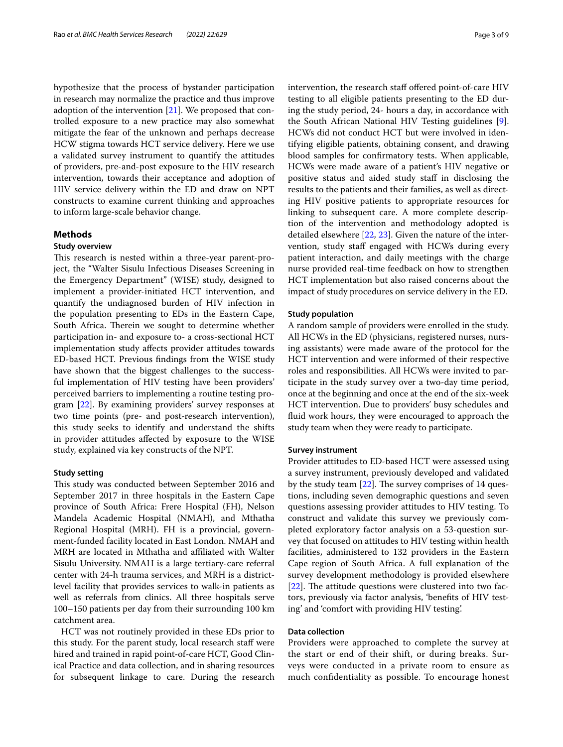hypothesize that the process of bystander participation in research may normalize the practice and thus improve adoption of the intervention [21]. We proposed that controlled exposure to a new practice may also somewhat mitigate the fear of the unknown and perhaps decrease HCW stigma towards HCT service delivery. Here we use a validated survey instrument to quantify the attitudes of providers, pre-and-post exposure to the HIV research intervention, towards their acceptance and adoption of HIV service delivery within the ED and draw on NPT constructs to examine current thinking and approaches to inform large-scale behavior change.

## Methods

### Study overview

This research is nested within a three-year parent-project, the "Walter Sisulu Infectious Diseases Screening in the Emergency Department" (WISE) study, designed to implement a provider-initiated HCT intervention, and quantify the undiagnosed burden of HIV infection in the population presenting to EDs in the Eastern Cape, South Africa. Therein we sought to determine whether participation in- and exposure to- a cross-sectional HCT implementation study affects provider attitudes towards ED-based HCT. Previous findings from the WISE study have shown that the biggest challenges to the successful implementation of HIV testing have been providers' perceived barriers to implementing a routine testing program [22]. By examining providers' survey responses at two time points (pre- and post-research intervention), this study seeks to identify and understand the shifts in provider attitudes affected by exposure to the WISE study, explained via key constructs of the NPT.

### Study setting

This study was conducted between September 2016 and September 2017 in three hospitals in the Eastern Cape province of South Africa: Frere Hospital (FH), Nelson Mandela Academic Hospital (NMAH), and Mthatha Regional Hospital (MRH). FH is a provincial, government-funded facility located in East London. NMAH and MRH are located in Mthatha and affiliated with Walter Sisulu University. NMAH is a large tertiary-care referral center with 24-h trauma services, and MRH is a district-level facility that provides services to walk-in patients as well as referrals from clinics. All three hospitals serve 100–150 patients per day from their surrounding 100 km catchment area.

HCT was not routinely provided in these EDs prior to this study. For the parent study, local research staff were hired and trained in rapid point-of-care HCT, Good Clinical Practice and data collection, and in sharing resources for subsequent linkage to care. During the research intervention, the research staff offered point-of-care HIV testing to all eligible patients presenting to the ED during the study period, 24- hours a day, in accordance with the South African National HIV Testing guidelines [9]. HCWs did not conduct HCT but were involved in identifying eligible patients, obtaining consent, and drawing blood samples for confirmatory tests. When applicable, HCWs were made aware of a patient's HIV negative or positive status and aided study staff in disclosing the results to the patients and their families, as well as directing HIV positive patients to appropriate resources for linking to subsequent care. A more complete description of the intervention and methodology adopted is detailed elsewhere [22, 23]. Given the nature of the intervention, study staff engaged with HCWs during every patient interaction, and daily meetings with the charge nurse provided real-time feedback on how to strengthen HCT implementation but also raised concerns about the impact of study procedures on service delivery in the ED.

### Study population

A random sample of providers were enrolled in the study. All HCWs in the ED (physicians, registered nurses, nursing assistants) were made aware of the protocol for the HCT intervention and were informed of their respective roles and responsibilities. All HCWs were invited to participate in the study survey over a two-day time period, once at the beginning and once at the end of the six-week HCT intervention. Due to providers' busy schedules and fluid work hours, they were encouraged to approach the study team when they were ready to participate.

### Survey instrument

Provider attitudes to ED-based HCT were assessed using a survey instrument, previously developed and validated by the study team [22]. The survey comprises of 14 questions, including seven demographic questions and seven questions assessing provider attitudes to HIV testing. To construct and validate this survey we previously completed exploratory factor analysis on a 53-question survey that focused on attitudes to HIV testing within health facilities, administered to 132 providers in the Eastern Cape region of South Africa. A full explanation of the survey development methodology is provided elsewhere [22]. The attitude questions were clustered into two factors, previously via factor analysis, 'benefits of HIV testing' and 'comfort with providing HIV testing'.

### Data collection

Providers were approached to complete the survey at the start or end of their shift, or during breaks. Surveys were conducted in a private room to ensure as much confidentiality as possible. To encourage honest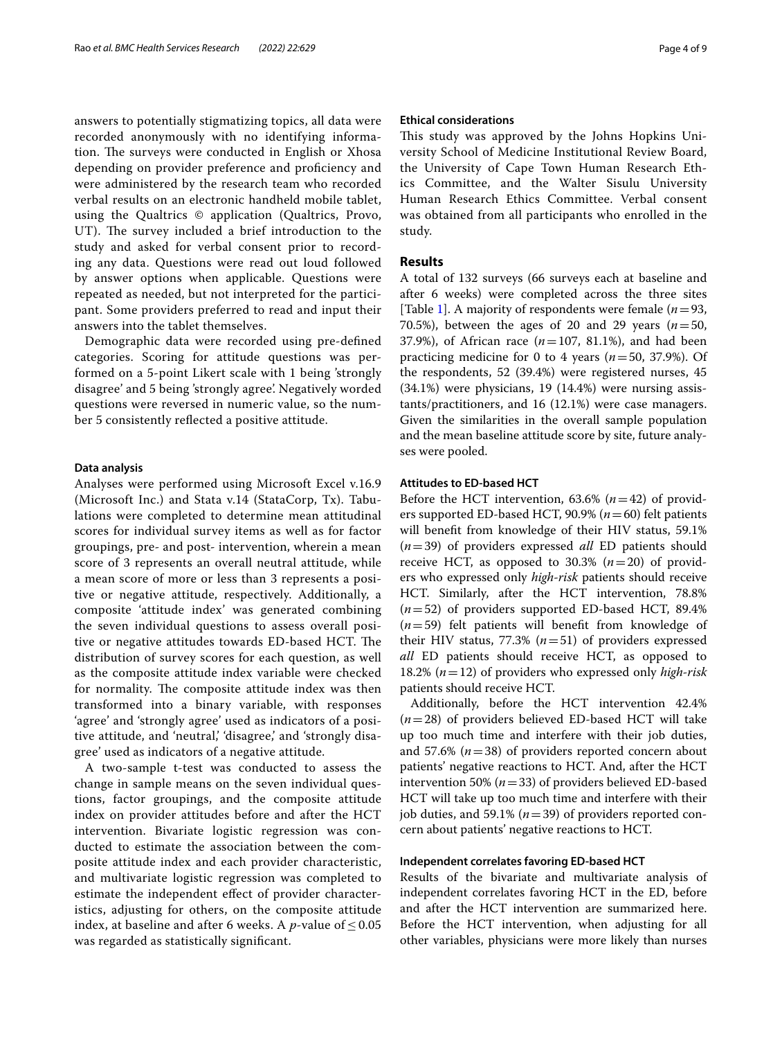answers to potentially stigmatizing topics, all data were recorded anonymously with no identifying information. The surveys were conducted in English or Xhosa depending on provider preference and proficiency and were administered by the research team who recorded verbal results on an electronic handheld mobile tablet, using the Qualtrics © application (Qualtrics, Provo, UT). The survey included a brief introduction to the study and asked for verbal consent prior to recording any data. Questions were read out loud followed by answer options when applicable. Questions were repeated as needed, but not interpreted for the participant. Some providers preferred to read and input their answers into the tablet themselves.

Demographic data were recorded using pre-defined categories. Scoring for attitude questions was performed on a 5-point Likert scale with 1 being 'strongly disagree' and 5 being 'strongly agree'. Negatively worded questions were reversed in numeric value, so the number 5 consistently reflected a positive attitude.

#### Data analysis

Analyses were performed using Microsoft Excel v.16.9 (Microsoft Inc.) and Stata v.14 (StataCorp, Tx). Tabulations were completed to determine mean attitudinal scores for individual survey items as well as for factor groupings, pre- and post- intervention, wherein a mean score of 3 represents an overall neutral attitude, while a mean score of more or less than 3 represents a positive or negative attitude, respectively. Additionally, a composite 'attitude index' was generated combining the seven individual questions to assess overall positive or negative attitudes towards ED-based HCT. The distribution of survey scores for each question, as well as the composite attitude index variable were checked for normality. The composite attitude index was then transformed into a binary variable, with responses 'agree' and 'strongly agree' used as indicators of a positive attitude, and 'neutral,' 'disagree,' and 'strongly disagree' used as indicators of a negative attitude.

A two-sample t-test was conducted to assess the change in sample means on the seven individual questions, factor groupings, and the composite attitude index on provider attitudes before and after the HCT intervention. Bivariate logistic regression was conducted to estimate the association between the composite attitude index and each provider characteristic, and multivariate logistic regression was completed to estimate the independent effect of provider characteristics, adjusting for others, on the composite attitude index, at baseline and after 6 weeks. A $p$-value of $\leq 0.05$ was regarded as statistically significant.

#### Ethical considerations

This study was approved by the Johns Hopkins University School of Medicine Institutional Review Board, the University of Cape Town Human Research Ethics Committee, and the Walter Sisulu University Human Research Ethics Committee. Verbal consent was obtained from all participants who enrolled in the study.

## Results

A total of 132 surveys (66 surveys each at baseline and after 6 weeks) were completed across the three sites [Table 1]. A majority of respondents were female ($n = 93$, 70.5%), between the ages of 20 and 29 years ($n = 50$, 37.9%), of African race ($n = 107$, 81.1%), and had been practicing medicine for 0 to 4 years ($n = 50$, 37.9%). Of the respondents, 52 (39.4%) were registered nurses, 45 (34.1%) were physicians, 19 (14.4%) were nursing assistants/practitioners, and 16 (12.1%) were case managers. Given the similarities in the overall sample population and the mean baseline attitude score by site, future analyses were pooled.

#### Attitudes to ED-based HCT

Before the HCT intervention, 63.6% ($n = 42$) of providers supported ED-based HCT, 90.9% ($n = 60$) felt patients will benefit from knowledge of their HIV status, 59.1% ($n = 39$) of providers expressed *all* ED patients should receive HCT, as opposed to 30.3% ($n = 20$) of providers who expressed only *high-risk* patients should receive HCT. Similarly, after the HCT intervention, 78.8% ($n = 52$) of providers supported ED-based HCT, 89.4% ($n = 59$) felt patients will benefit from knowledge of their HIV status, 77.3% ($n = 51$) of providers expressed *all* ED patients should receive HCT, as opposed to 18.2% ($n = 12$) of providers who expressed only *high-risk* patients should receive HCT.

Additionally, before the HCT intervention 42.4% ($n = 28$) of providers believed ED-based HCT will take up too much time and interfere with their job duties, and 57.6% ($n = 38$) of providers reported concern about patients' negative reactions to HCT. And, after the HCT intervention 50% ($n = 33$) of providers believed ED-based HCT will take up too much time and interfere with their job duties, and 59.1% ($n = 39$) of providers reported concern about patients' negative reactions to HCT.

#### Independent correlates favoring ED-based HCT

Results of the bivariate and multivariate analysis of independent correlates favoring HCT in the ED, before and after the HCT intervention are summarized here. Before the HCT intervention, when adjusting for all other variables, physicians were more likely than nurses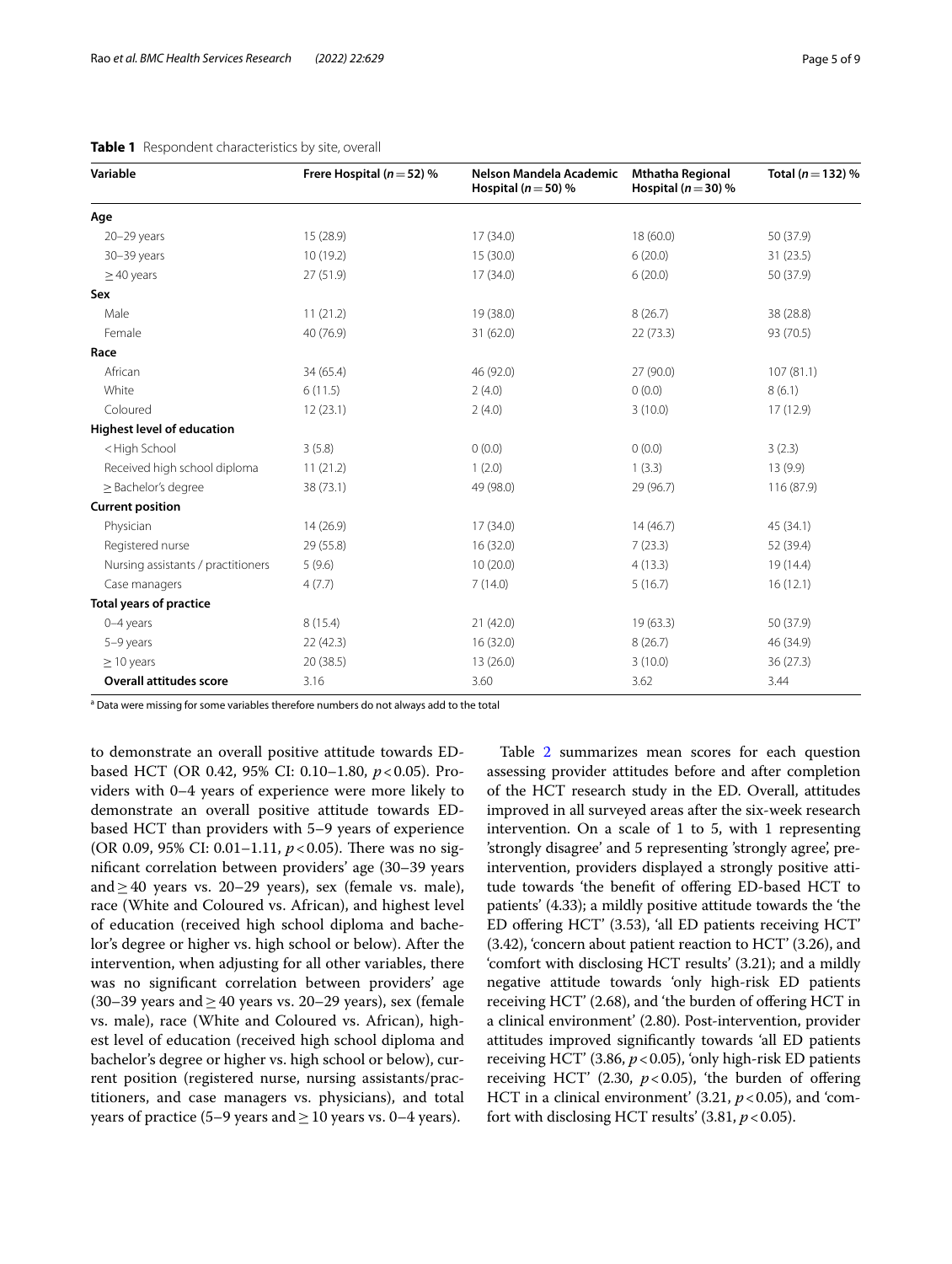**Table 1** Respondent characteristics by site, overall

| Variable | Frere Hospital ($n = 52$) % | Nelson Mandela Academic Hospital ($n = 50$) % | Mthatha Regional Hospital ($n = 30$) % | Total ($n = 132$) % |
|---|---|---|---|---|
| **Age** | | | | |
| 20–29 years | 15 (28.9) | 17 (34.0) | 18 (60.0) | 50 (37.9) |
| 30–39 years | 10 (19.2) | 15 (30.0) | 6 (20.0) | 31 (23.5) |
| ≥ 40 years | 27 (51.9) | 17 (34.0) | 6 (20.0) | 50 (37.9) |
| **Sex** | | | | |
| Male | 11 (21.2) | 19 (38.0) | 8 (26.7) | 38 (28.8) |
| Female | 40 (76.9) | 31 (62.0) | 22 (73.3) | 93 (70.5) |
| **Race** | | | | |
| African | 34 (65.4) | 46 (92.0) | 27 (90.0) | 107 (81.1) |
| White | 6 (11.5) | 2 (4.0) | 0 (0.0) | 8 (6.1) |
| Coloured | 12 (23.1) | 2 (4.0) | 3 (10.0) | 17 (12.9) |
| **Highest level of education** | | | | |
| <High School | 3 (5.8) | 0 (0.0) | 0 (0.0) | 3 (2.3) |
| Received high school diploma | 11 (21.2) | 1 (2.0) | 1 (3.3) | 13 (9.9) |
| ≥ Bachelor's degree | 38 (73.1) | 49 (98.0) | 29 (96.7) | 116 (87.9) |
| **Current position** | | | | |
| Physician | 14 (26.9) | 17 (34.0) | 14 (46.7) | 45 (34.1) |
| Registered nurse | 29 (55.8) | 16 (32.0) | 7 (23.3) | 52 (39.4) |
| Nursing assistants / practitioners | 5 (9.6) | 10 (20.0) | 4 (13.3) | 19 (14.4) |
| Case managers | 4 (7.7) | 7 (14.0) | 5 (16.7) | 16 (12.1) |
| **Total years of practice** | | | | |
| 0–4 years | 8 (15.4) | 21 (42.0) | 19 (63.3) | 50 (37.9) |
| 5–9 years | 22 (42.3) | 16 (32.0) | 8 (26.7) | 46 (34.9) |
| ≥ 10 years | 20 (38.5) | 13 (26.0) | 3 (10.0) | 36 (27.3) |
| **Overall attitudes score** | 3.16 | 3.60 | 3.62 | 3.44 |

[a] Data were missing for some variables therefore numbers do not always add to the total

to demonstrate an overall positive attitude towards ED-based HCT (OR 0.42, 95% CI: 0.10–1.80, $p < 0.05$). Providers with 0–4 years of experience were more likely to demonstrate an overall positive attitude towards ED-based HCT than providers with 5–9 years of experience (OR 0.09, 95% CI: 0.01–1.11, $p < 0.05$). There was no significant correlation between providers' age (30–39 years and ≥ 40 years vs. 20–29 years), sex (female vs. male), race (White and Coloured vs. African), and highest level of education (received high school diploma and bachelor's degree or higher vs. high school or below). After the intervention, when adjusting for all other variables, there was no significant correlation between providers' age (30–39 years and ≥ 40 years vs. 20–29 years), sex (female vs. male), race (White and Coloured vs. African), highest level of education (received high school diploma and bachelor's degree or higher vs. high school or below), current position (registered nurse, nursing assistants/practitioners, and case managers vs. physicians), and total years of practice (5–9 years and ≥ 10 years vs. 0–4 years).

Table 2 summarizes mean scores for each question assessing provider attitudes before and after completion of the HCT research study in the ED. Overall, attitudes improved in all surveyed areas after the six-week research intervention. On a scale of 1 to 5, with 1 representing 'strongly disagree' and 5 representing 'strongly agree', pre-intervention, providers displayed a strongly positive attitude towards 'the benefit of offering ED-based HCT to patients' (4.33); a mildly positive attitude towards the 'the ED offering HCT' (3.53), 'all ED patients receiving HCT' (3.42), 'concern about patient reaction to HCT' (3.26), and 'comfort with disclosing HCT results' (3.21); and a mildly negative attitude towards 'only high-risk ED patients receiving HCT' (2.68), and 'the burden of offering HCT in a clinical environment' (2.80). Post-intervention, provider attitudes improved significantly towards 'all ED patients receiving HCT' (3.86, $p < 0.05$), 'only high-risk ED patients receiving HCT' (2.30, $p < 0.05$), 'the burden of offering HCT in a clinical environment' (3.21, $p < 0.05$), and 'comfort with disclosing HCT results' (3.81, $p < 0.05$).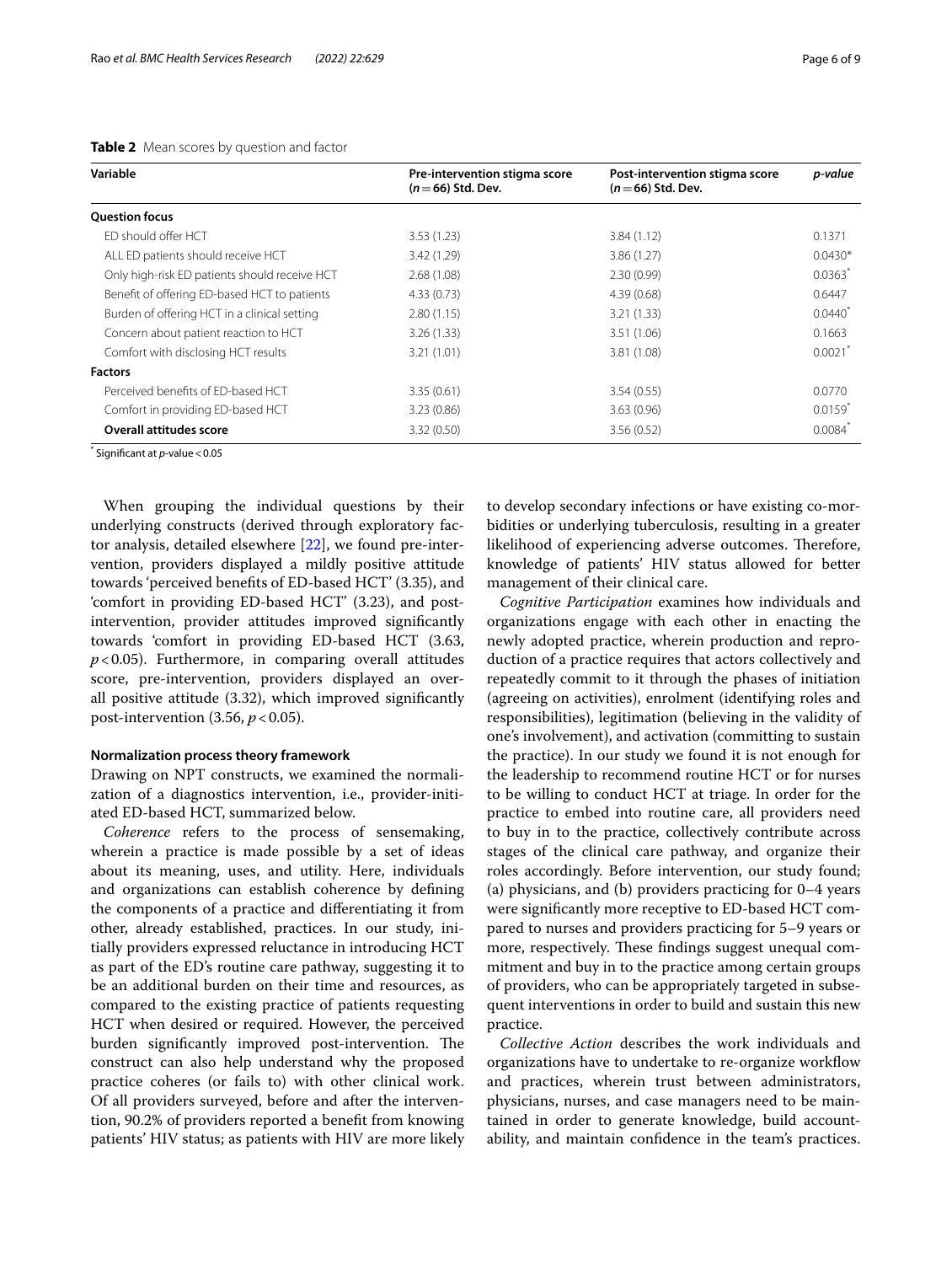**Table 2** Mean scores by question and factor

| Variable | Pre-intervention stigma score ($n = 66$) Std. Dev. | Post-intervention stigma score ($n = 66$) Std. Dev. | *p-value* |
|---|---|---|---|
| **Question focus** | | | |
| ED should offer HCT | 3.53 (1.23) | 3.84 (1.12) | 0.1371 |
| ALL ED patients should receive HCT | 3.42 (1.29) | 3.86 (1.27) | 0.0430* |
| Only high-risk ED patients should receive HCT | 2.68 (1.08) | 2.30 (0.99) | 0.0363* |
| Benefit of offering ED-based HCT to patients | 4.33 (0.73) | 4.39 (0.68) | 0.6447 |
| Burden of offering HCT in a clinical setting | 2.80 (1.15) | 3.21 (1.33) | 0.0440* |
| Concern about patient reaction to HCT | 3.26 (1.33) | 3.51 (1.06) | 0.1663 |
| Comfort with disclosing HCT results | 3.21 (1.01) | 3.81 (1.08) | 0.0021* |
| **Factors** | | | |
| Perceived benefits of ED-based HCT | 3.35 (0.61) | 3.54 (0.55) | 0.0770 |
| Comfort in providing ED-based HCT | 3.23 (0.86) | 3.63 (0.96) | 0.0159* |
| **Overall attitudes score** | 3.32 (0.50) | 3.56 (0.52) | 0.0084* |

* Significant at *p*-value < 0.05

When grouping the individual questions by their underlying constructs (derived through exploratory factor analysis, detailed elsewhere [22], we found pre-intervention, providers displayed a mildly positive attitude towards 'perceived benefits of ED-based HCT' (3.35), and 'comfort in providing ED-based HCT' (3.23), and post-intervention, provider attitudes improved significantly towards 'comfort in providing ED-based HCT (3.63, $p < 0.05$). Furthermore, in comparing overall attitudes score, pre-intervention, providers displayed an overall positive attitude (3.32), which improved significantly post-intervention (3.56, $p < 0.05$).

#### Normalization process theory framework

Drawing on NPT constructs, we examined the normalization of a diagnostics intervention, i.e., provider-initiated ED-based HCT, summarized below.

*Coherence* refers to the process of sensemaking, wherein a practice is made possible by a set of ideas about its meaning, uses, and utility. Here, individuals and organizations can establish coherence by defining the components of a practice and differentiating it from other, already established, practices. In our study, initially providers expressed reluctance in introducing HCT as part of the ED's routine care pathway, suggesting it to be an additional burden on their time and resources, as compared to the existing practice of patients requesting HCT when desired or required. However, the perceived burden significantly improved post-intervention. The construct can also help understand why the proposed practice coheres (or fails to) with other clinical work. Of all providers surveyed, before and after the intervention, 90.2% of providers reported a benefit from knowing patients' HIV status; as patients with HIV are more likely to develop secondary infections or have existing co-morbidities or underlying tuberculosis, resulting in a greater likelihood of experiencing adverse outcomes. Therefore, knowledge of patients' HIV status allowed for better management of their clinical care.

*Cognitive Participation* examines how individuals and organizations engage with each other in enacting the newly adopted practice, wherein production and reproduction of a practice requires that actors collectively and repeatedly commit to it through the phases of initiation (agreeing on activities), enrolment (identifying roles and responsibilities), legitimation (believing in the validity of one's involvement), and activation (committing to sustain the practice). In our study we found it is not enough for the leadership to recommend routine HCT or for nurses to be willing to conduct HCT at triage. In order for the practice to embed into routine care, all providers need to buy in to the practice, collectively contribute across stages of the clinical care pathway, and organize their roles accordingly. Before intervention, our study found; (a) physicians, and (b) providers practicing for 0–4 years were significantly more receptive to ED-based HCT compared to nurses and providers practicing for 5–9 years or more, respectively. These findings suggest unequal commitment and buy in to the practice among certain groups of providers, who can be appropriately targeted in subsequent interventions in order to build and sustain this new practice.

*Collective Action* describes the work individuals and organizations have to undertake to re-organize workflow and practices, wherein trust between administrators, physicians, nurses, and case managers need to be maintained in order to generate knowledge, build accountability, and maintain confidence in the team's practices.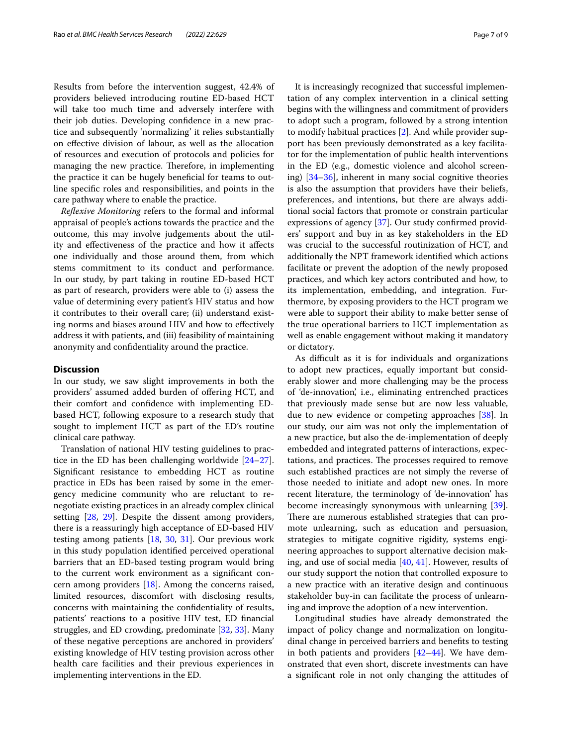Results from before the intervention suggest, 42.4% of providers believed introducing routine ED-based HCT will take too much time and adversely interfere with their job duties. Developing confidence in a new practice and subsequently 'normalizing' it relies substantially on effective division of labour, as well as the allocation of resources and execution of protocols and policies for managing the new practice. Therefore, in implementing the practice it can be hugely beneficial for teams to outline specific roles and responsibilities, and points in the care pathway where to enable the practice.

*Reflexive Monitoring* refers to the formal and informal appraisal of people's actions towards the practice and the outcome, this may involve judgements about the utility and effectiveness of the practice and how it affects one individually and those around them, from which stems commitment to its conduct and performance. In our study, by part taking in routine ED-based HCT as part of research, providers were able to (i) assess the value of determining every patient's HIV status and how it contributes to their overall care; (ii) understand existing norms and biases around HIV and how to effectively address it with patients, and (iii) feasibility of maintaining anonymity and confidentiality around the practice.

## Discussion

In our study, we saw slight improvements in both the providers' assumed added burden of offering HCT, and their comfort and confidence with implementing ED-based HCT, following exposure to a research study that sought to implement HCT as part of the ED's routine clinical care pathway.

Translation of national HIV testing guidelines to practice in the ED has been challenging worldwide [24–27]. Significant resistance to embedding HCT as routine practice in EDs has been raised by some in the emergency medicine community who are reluctant to renegotiate existing practices in an already complex clinical setting [28, 29]. Despite the dissent among providers, there is a reassuringly high acceptance of ED-based HIV testing among patients [18, 30, 31]. Our previous work in this study population identified perceived operational barriers that an ED-based testing program would bring to the current work environment as a significant concern among providers [18]. Among the concerns raised, limited resources, discomfort with disclosing results, concerns with maintaining the confidentiality of results, patients' reactions to a positive HIV test, ED financial struggles, and ED crowding, predominate [32, 33]. Many of these negative perceptions are anchored in providers' existing knowledge of HIV testing provision across other health care facilities and their previous experiences in implementing interventions in the ED.

It is increasingly recognized that successful implementation of any complex intervention in a clinical setting begins with the willingness and commitment of providers to adopt such a program, followed by a strong intention to modify habitual practices [2]. And while provider support has been previously demonstrated as a key facilitator for the implementation of public health interventions in the ED (e.g., domestic violence and alcohol screening) [34–36], inherent in many social cognitive theories is also the assumption that providers have their beliefs, preferences, and intentions, but there are always additional social factors that promote or constrain particular expressions of agency [37]. Our study confirmed providers' support and buy in as key stakeholders in the ED was crucial to the successful routinization of HCT, and additionally the NPT framework identified which actions facilitate or prevent the adoption of the newly proposed practices, and which key actors contributed and how, to its implementation, embedding, and integration. Furthermore, by exposing providers to the HCT program we were able to support their ability to make better sense of the true operational barriers to HCT implementation as well as enable engagement without making it mandatory or dictatory.

As difficult as it is for individuals and organizations to adopt new practices, equally important but considerably slower and more challenging may be the process of 'de-innovation', i.e., eliminating entrenched practices that previously made sense but are now less valuable, due to new evidence or competing approaches [38]. In our study, our aim was not only the implementation of a new practice, but also the de-implementation of deeply embedded and integrated patterns of interactions, expectations, and practices. The processes required to remove such established practices are not simply the reverse of those needed to initiate and adopt new ones. In more recent literature, the terminology of 'de-innovation' has become increasingly synonymous with unlearning [39]. There are numerous established strategies that can promote unlearning, such as education and persuasion, strategies to mitigate cognitive rigidity, systems engineering approaches to support alternative decision making, and use of social media [40, 41]. However, results of our study support the notion that controlled exposure to a new practice with an iterative design and continuous stakeholder buy-in can facilitate the process of unlearning and improve the adoption of a new intervention.

Longitudinal studies have already demonstrated the impact of policy change and normalization on longitudinal change in perceived barriers and benefits to testing in both patients and providers [42–44]. We have demonstrated that even short, discrete investments can have a significant role in not only changing the attitudes of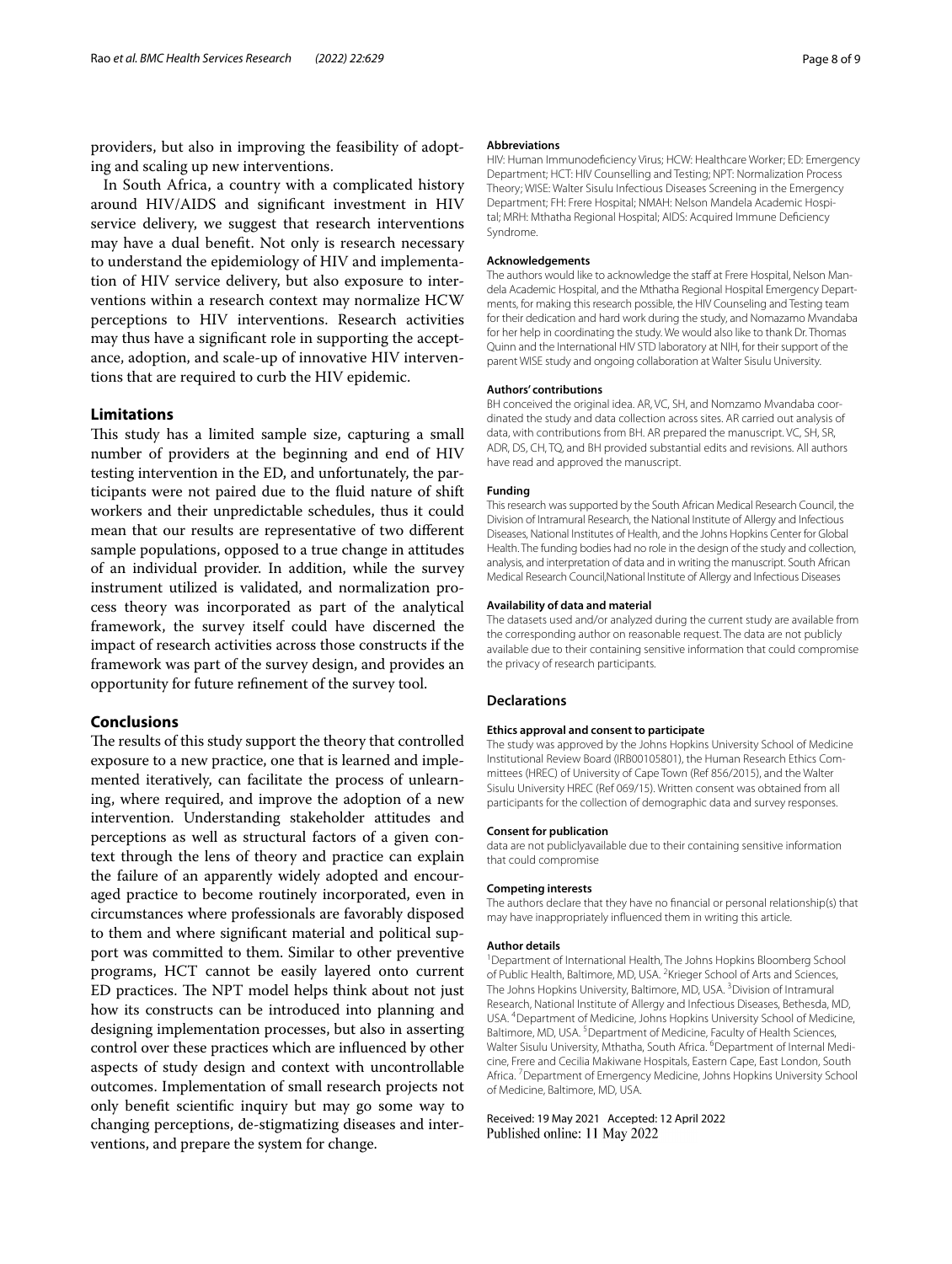providers, but also in improving the feasibility of adopting and scaling up new interventions.

In South Africa, a country with a complicated history around HIV/AIDS and significant investment in HIV service delivery, we suggest that research interventions may have a dual benefit. Not only is research necessary to understand the epidemiology of HIV and implementation of HIV service delivery, but also exposure to interventions within a research context may normalize HCW perceptions to HIV interventions. Research activities may thus have a significant role in supporting the acceptance, adoption, and scale-up of innovative HIV interventions that are required to curb the HIV epidemic.

## Limitations

This study has a limited sample size, capturing a small number of providers at the beginning and end of HIV testing intervention in the ED, and unfortunately, the participants were not paired due to the fluid nature of shift workers and their unpredictable schedules, thus it could mean that our results are representative of two different sample populations, opposed to a true change in attitudes of an individual provider. In addition, while the survey instrument utilized is validated, and normalization process theory was incorporated as part of the analytical framework, the survey itself could have discerned the impact of research activities across those constructs if the framework was part of the survey design, and provides an opportunity for future refinement of the survey tool.

## Conclusions

The results of this study support the theory that controlled exposure to a new practice, one that is learned and implemented iteratively, can facilitate the process of unlearning, where required, and improve the adoption of a new intervention. Understanding stakeholder attitudes and perceptions as well as structural factors of a given context through the lens of theory and practice can explain the failure of an apparently widely adopted and encouraged practice to become routinely incorporated, even in circumstances where professionals are favorably disposed to them and where significant material and political support was committed to them. Similar to other preventive programs, HCT cannot be easily layered onto current ED practices. The NPT model helps think about not just how its constructs can be introduced into planning and designing implementation processes, but also in asserting control over these practices which are influenced by other aspects of study design and context with uncontrollable outcomes. Implementation of small research projects not only benefit scientific inquiry but may go some way to changing perceptions, de-stigmatizing diseases and interventions, and prepare the system for change.

#### Abbreviations

HIV: Human Immunodeficiency Virus; HCW: Healthcare Worker; ED: Emergency Department; HCT: HIV Counselling and Testing; NPT: Normalization Process Theory; WISE: Walter Sisulu Infectious Diseases Screening in the Emergency Department; FH: Frere Hospital; NMAH: Nelson Mandela Academic Hospital; MRH: Mthatha Regional Hospital; AIDS: Acquired Immune Deficiency Syndrome.

#### Acknowledgements

The authors would like to acknowledge the staff at Frere Hospital, Nelson Mandela Academic Hospital, and the Mthatha Regional Hospital Emergency Departments, for making this research possible, the HIV Counseling and Testing team for their dedication and hard work during the study, and Nomazamo Mvandaba for her help in coordinating the study. We would also like to thank Dr. Thomas Quinn and the International HIV STD laboratory at NIH, for their support of the parent WISE study and ongoing collaboration at Walter Sisulu University.

#### Authors' contributions

BH conceived the original idea. AR, VC, SH, and Nomzamo Mvandaba coordinated the study and data collection across sites. AR carried out analysis of data, with contributions from BH. AR prepared the manuscript. VC, SH, SR, ADR, DS, CH, TQ, and BH provided substantial edits and revisions. All authors have read and approved the manuscript.

#### Funding

This research was supported by the South African Medical Research Council, the Division of Intramural Research, the National Institute of Allergy and Infectious Diseases, National Institutes of Health, and the Johns Hopkins Center for Global Health. The funding bodies had no role in the design of the study and collection, analysis, and interpretation of data and in writing the manuscript. South African Medical Research Council,National Institute of Allergy and Infectious Diseases

#### Availability of data and material

The datasets used and/or analyzed during the current study are available from the corresponding author on reasonable request. The data are not publicly available due to their containing sensitive information that could compromise the privacy of research participants.

## Declarations

#### Ethics approval and consent to participate

The study was approved by the Johns Hopkins University School of Medicine Institutional Review Board (IRB00105801), the Human Research Ethics Committees (HREC) of University of Cape Town (Ref 856/2015), and the Walter Sisulu University HREC (Ref 069/15). Written consent was obtained from all participants for the collection of demographic data and survey responses.

#### Consent for publication

data are not publiclyavailable due to their containing sensitive information that could compromise

#### Competing interests

The authors declare that they have no financial or personal relationship(s) that may have inappropriately influenced them in writing this article.

#### Author details

[1]Department of International Health, The Johns Hopkins Bloomberg School of Public Health, Baltimore, MD, USA. [2]Krieger School of Arts and Sciences, The Johns Hopkins University, Baltimore, MD, USA. [3]Division of Intramural Research, National Institute of Allergy and Infectious Diseases, Bethesda, MD, USA. [4]Department of Medicine, Johns Hopkins University School of Medicine, Baltimore, MD, USA. [5]Department of Medicine, Faculty of Health Sciences, Walter Sisulu University, Mthatha, South Africa. [6]Department of Internal Medicine, Frere and Cecilia Makiwane Hospitals, Eastern Cape, East London, South Africa. [7]Department of Emergency Medicine, Johns Hopkins University School of Medicine, Baltimore, MD, USA.

Received: 19 May 2021 Accepted: 12 April 2022
Published online: 11 May 2022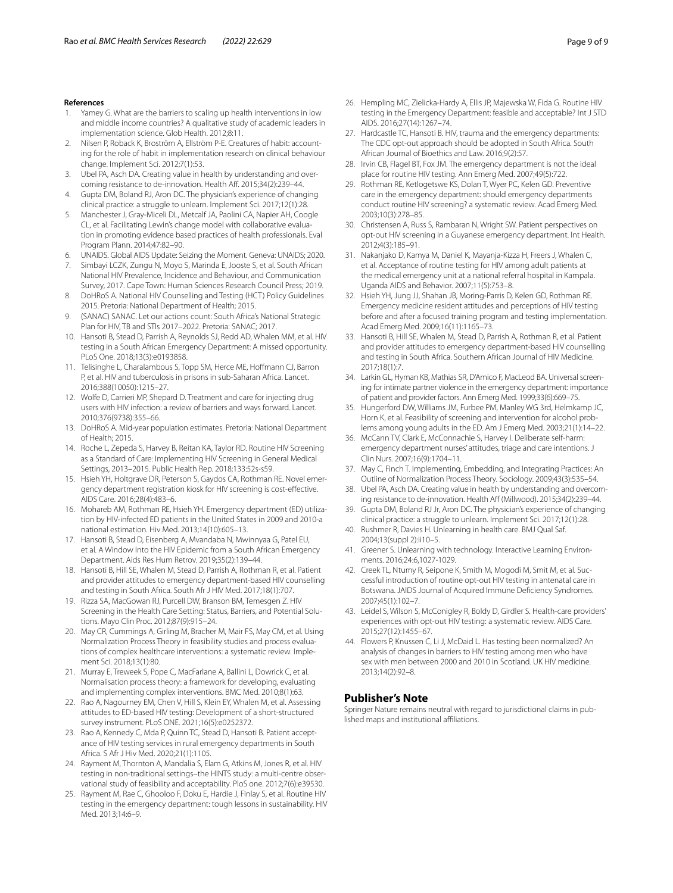## References

1. Yamey G. What are the barriers to scaling up health interventions in low and middle income countries? A qualitative study of academic leaders in implementation science. Glob Health. 2012;8:11.
2. Nilsen P, Roback K, Broström A, Ellström P-E. Creatures of habit: accounting for the role of habit in implementation research on clinical behaviour change. Implement Sci. 2012;7(1):53.
3. Ubel PA, Asch DA. Creating value in health by understanding and overcoming resistance to de-innovation. Health Aff. 2015;34(2):239–44.
4. Gupta DM, Boland RJ, Aron DC. The physician's experience of changing clinical practice: a struggle to unlearn. Implement Sci. 2017;12(1):28.
5. Manchester J, Gray-Miceli DL, Metcalf JA, Paolini CA, Napier AH, Coogle CL, et al. Facilitating Lewin's change model with collaborative evaluation in promoting evidence based practices of health professionals. Eval Program Plann. 2014;47:82–90.
6. UNAIDS. Global AIDS Update: Seizing the Moment. Geneva: UNAIDS; 2020.
7. Simbayi LCZK, Zungu N, Moyo S, Marinda E, Jooste S, et al. South African National HIV Prevalence, Incidence and Behaviour, and Communication Survey, 2017. Cape Town: Human Sciences Research Council Press; 2019.
8. DoHRoS A. National HIV Counselling and Testing (HCT) Policy Guidelines 2015. Pretoria: National Department of Health; 2015.
9. (SANAC) SANAC. Let our actions count: South Africa's National Strategic Plan for HIV, TB and STIs 2017–2022. Pretoria: SANAC; 2017.
10. Hansoti B, Stead D, Parrish A, Reynolds SJ, Redd AD, Whalen MM, et al. HIV testing in a South African Emergency Department: A missed opportunity. PLoS One. 2018;13(3):e0193858.
11. Telisinghe L, Charalambous S, Topp SM, Herce ME, Hoffmann CJ, Barron P, et al. HIV and tuberculosis in prisons in sub-Saharan Africa. Lancet. 2016;388(10050):1215–27.
12. Wolfe D, Carrieri MP, Shepard D. Treatment and care for injecting drug users with HIV infection: a review of barriers and ways forward. Lancet. 2010;376(9738):355–66.
13. DoHRoS A. Mid-year population estimates. Pretoria: National Department of Health; 2015.
14. Roche L, Zepeda S, Harvey B, Reitan KA, Taylor RD. Routine HIV Screening as a Standard of Care: Implementing HIV Screening in General Medical Settings, 2013–2015. Public Health Rep. 2018;133:52s-s59.
15. Hsieh YH, Holtgrave DR, Peterson S, Gaydos CA, Rothman RE. Novel emergency department registration kiosk for HIV screening is cost-effective. AIDS Care. 2016;28(4):483–6.
16. Mohareb AM, Rothman RE, Hsieh YH. Emergency department (ED) utilization by HIV-infected ED patients in the United States in 2009 and 2010-a national estimation. Hiv Med. 2013;14(10):605–13.
17. Hansoti B, Stead D, Eisenberg A, Mvandaba N, Mwinnyaa G, Patel EU, et al. A Window Into the HIV Epidemic from a South African Emergency Department. Aids Res Hum Retrov. 2019;35(2):139–44.
18. Hansoti B, Hill SE, Whalen M, Stead D, Parrish A, Rothman R, et al. Patient and provider attitudes to emergency department-based HIV counselling and testing in South Africa. South Afr J HIV Med. 2017;18(1):707.
19. Rizza SA, MacGowan RJ, Purcell DW, Branson BM, Temesgen Z. HIV Screening in the Health Care Setting: Status, Barriers, and Potential Solutions. Mayo Clin Proc. 2012;87(9):915–24.
20. May CR, Cummings A, Girling M, Bracher M, Mair FS, May CM, et al. Using Normalization Process Theory in feasibility studies and process evaluations of complex healthcare interventions: a systematic review. Implement Sci. 2018;13(1):80.
21. Murray E, Treweek S, Pope C, MacFarlane A, Ballini L, Dowrick C, et al. Normalisation process theory: a framework for developing, evaluating and implementing complex interventions. BMC Med. 2010;8(1):63.
22. Rao A, Nagourney EM, Chen V, Hill S, Klein EY, Whalen M, et al. Assessing attitudes to ED-based HIV testing: Development of a short-structured survey instrument. PLoS ONE. 2021;16(5):e0252372.
23. Rao A, Kennedy C, Mda P, Quinn TC, Stead D, Hansoti B. Patient acceptance of HIV testing services in rural emergency departments in South Africa. S Afr J Hiv Med. 2020;21(1):1105.
24. Rayment M, Thornton A, Mandalia S, Elam G, Atkins M, Jones R, et al. HIV testing in non-traditional settings–the HINTS study: a multi-centre observational study of feasibility and acceptability. PloS one. 2012;7(6):e39530.
25. Rayment M, Rae C, Ghooloo F, Doku E, Hardie J, Finlay S, et al. Routine HIV testing in the emergency department: tough lessons in sustainability. HIV Med. 2013;14:6–9.
26. Hempling MC, Zielicka-Hardy A, Ellis JP, Majewska W, Fida G. Routine HIV testing in the Emergency Department: feasible and acceptable? Int J STD AIDS. 2016;27(14):1267–74.
27. Hardcastle TC, Hansoti B. HIV, trauma and the emergency departments: The CDC opt-out approach should be adopted in South Africa. South African Journal of Bioethics and Law. 2016;9(2):57.
28. Irvin CB, Flagel BT, Fox JM. The emergency department is not the ideal place for routine HIV testing. Ann Emerg Med. 2007;49(5):722.
29. Rothman RE, Ketlogetswe KS, Dolan T, Wyer PC, Kelen GD. Preventive care in the emergency department: should emergency departments conduct routine HIV screening? a systematic review. Acad Emerg Med. 2003;10(3):278–85.
30. Christensen A, Russ S, Rambaran N, Wright SW. Patient perspectives on opt-out HIV screening in a Guyanese emergency department. Int Health. 2012;4(3):185–91.
31. Nakanjako D, Kamya M, Daniel K, Mayanja-Kizza H, Freers J, Whalen C, et al. Acceptance of routine testing for HIV among adult patients at the medical emergency unit at a national referral hospital in Kampala. Uganda AIDS and Behavior. 2007;11(5):753–8.
32. Hsieh YH, Jung JJ, Shahan JB, Moring-Parris D, Kelen GD, Rothman RE. Emergency medicine resident attitudes and perceptions of HIV testing before and after a focused training program and testing implementation. Acad Emerg Med. 2009;16(11):1165–73.
33. Hansoti B, Hill SE, Whalen M, Stead D, Parrish A, Rothman R, et al. Patient and provider attitudes to emergency department-based HIV counselling and testing in South Africa. Southern African Journal of HIV Medicine. 2017;18(1):7.
34. Larkin GL, Hyman KB, Mathias SR, D'Amico F, MacLeod BA. Universal screening for intimate partner violence in the emergency department: importance of patient and provider factors. Ann Emerg Med. 1999;33(6):669–75.
35. Hungerford DW, Williams JM, Furbee PM, Manley WG 3rd, Helmkamp JC, Horn K, et al. Feasibility of screening and intervention for alcohol problems among young adults in the ED. Am J Emerg Med. 2003;21(1):14–22.
36. McCann TV, Clark E, McConnachie S, Harvey I. Deliberate self-harm: emergency department nurses' attitudes, triage and care intentions. J Clin Nurs. 2007;16(9):1704–11.
37. May C, Finch T. Implementing, Embedding, and Integrating Practices: An Outline of Normalization Process Theory. Sociology. 2009;43(3):535–54.
38. Ubel PA, Asch DA. Creating value in health by understanding and overcoming resistance to de-innovation. Health Aff (Millwood). 2015;34(2):239–44.
39. Gupta DM, Boland RJ Jr, Aron DC. The physician's experience of changing clinical practice: a struggle to unlearn. Implement Sci. 2017;12(1):28.
40. Rushmer R, Davies H. Unlearning in health care. BMJ Qual Saf. 2004;13(suppl 2):ii10–5.
41. Greener S. Unlearning with technology. Interactive Learning Environments. 2016;24:6,1027-1029.
42. Creek TL, Ntumy R, Seipone K, Smith M, Mogodi M, Smit M, et al. Successful introduction of routine opt-out HIV testing in antenatal care in Botswana. JAIDS Journal of Acquired Immune Deficiency Syndromes. 2007;45(1):102–7.
43. Leidel S, Wilson S, McConigley R, Boldy D, Girdler S. Health-care providers' experiences with opt-out HIV testing: a systematic review. AIDS Care. 2015;27(12):1455–67.
44. Flowers P, Knussen C, Li J, McDaid L. Has testing been normalized? An analysis of changes in barriers to HIV testing among men who have sex with men between 2000 and 2010 in Scotland. UK HIV medicine. 2013;14(2):92–8.

## Publisher's Note

Springer Nature remains neutral with regard to jurisdictional claims in published maps and institutional affiliations.